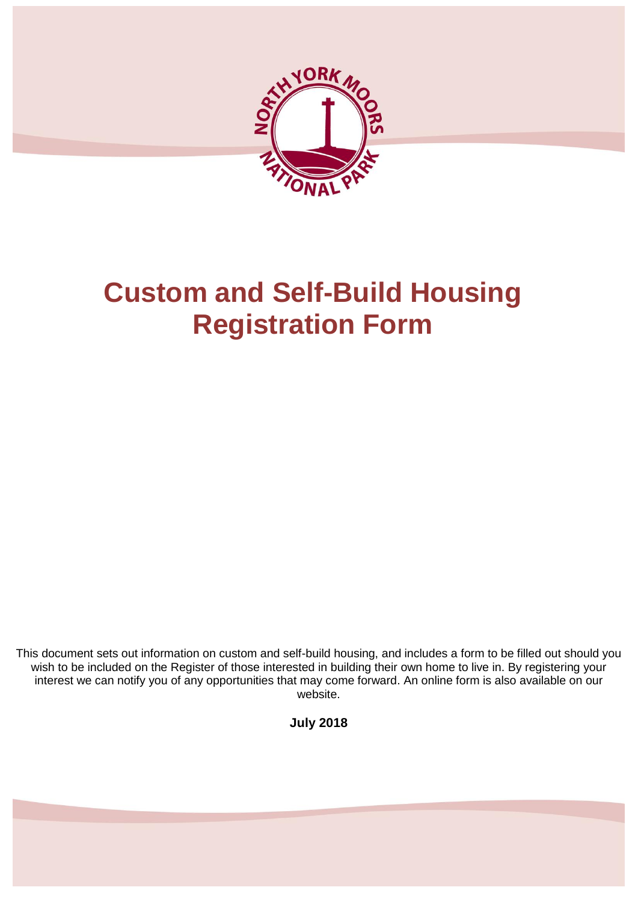# Custom and Self-Build Housing Registration Form

This document sets out information on custom and self-build housing, and includes a form to be filled out should you wish to be included on the Register of those interested in building their own home to live in. By registering your interest we can notify you of any opportunities that may come forward. An online form is also available on our website.

**July 2018**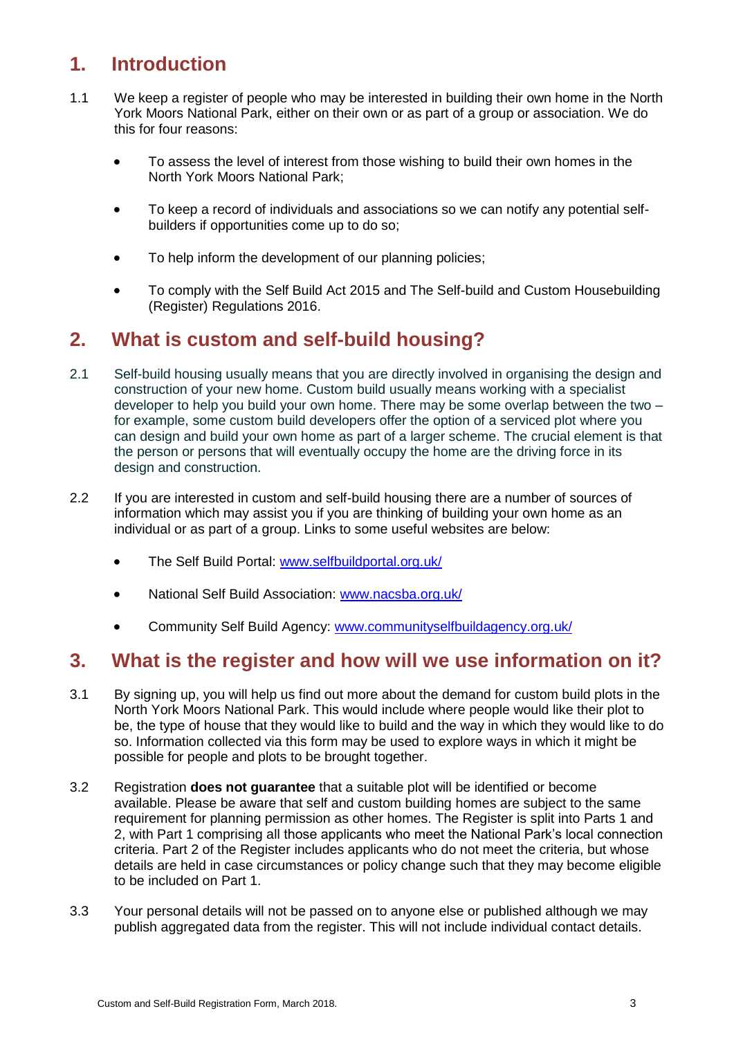## 1. Introduction

1.1 We keep a register of people who may be interested in building their own home in the North York Moors National Park, either on their own or as part of a group or association. We do this for four reasons:

- To assess the level of interest from those wishing to build their own homes in the North York Moors National Park;
- To keep a record of individuals and associations so we can notify any potential self-builders if opportunities come up to do so;
- To help inform the development of our planning policies;
- To comply with the Self Build Act 2015 and The Self-build and Custom Housebuilding (Register) Regulations 2016.

## 2. What is custom and self-build housing?

2.1 Self-build housing usually means that you are directly involved in organising the design and construction of your new home. Custom build usually means working with a specialist developer to help you build your own home. There may be some overlap between the two – for example, some custom build developers offer the option of a serviced plot where you can design and build your own home as part of a larger scheme. The crucial element is that the person or persons that will eventually occupy the home are the driving force in its design and construction.

2.2 If you are interested in custom and self-build housing there are a number of sources of information which may assist you if you are thinking of building your own home as an individual or as part of a group. Links to some useful websites are below:

- The Self Build Portal: www.selfbuildportal.org.uk/
- National Self Build Association: www.nacsba.org.uk/
- Community Self Build Agency: www.communityselfbuildagency.org.uk/

## 3. What is the register and how will we use information on it?

3.1 By signing up, you will help us find out more about the demand for custom build plots in the North York Moors National Park. This would include where people would like their plot to be, the type of house that they would like to build and the way in which they would like to do so. Information collected via this form may be used to explore ways in which it might be possible for people and plots to be brought together.

3.2 Registration **does not guarantee** that a suitable plot will be identified or become available. Please be aware that self and custom building homes are subject to the same requirement for planning permission as other homes. The Register is split into Parts 1 and 2, with Part 1 comprising all those applicants who meet the National Park's local connection criteria. Part 2 of the Register includes applicants who do not meet the criteria, but whose details are held in case circumstances or policy change such that they may become eligible to be included on Part 1.

3.3 Your personal details will not be passed on to anyone else or published although we may publish aggregated data from the register. This will not include individual contact details.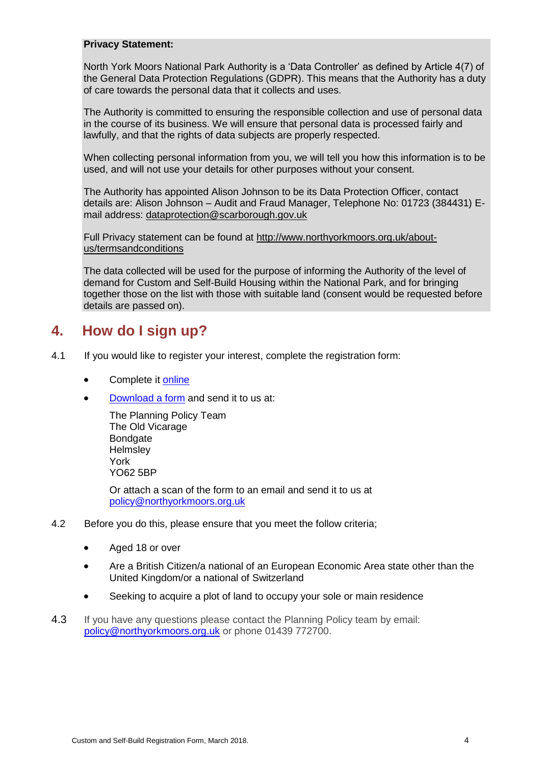**Privacy Statement:**

North York Moors National Park Authority is a 'Data Controller' as defined by Article 4(7) of the General Data Protection Regulations (GDPR). This means that the Authority has a duty of care towards the personal data that it collects and uses.

The Authority is committed to ensuring the responsible collection and use of personal data in the course of its business. We will ensure that personal data is processed fairly and lawfully, and that the rights of data subjects are properly respected.

When collecting personal information from you, we will tell you how this information is to be used, and will not use your details for other purposes without your consent.

The Authority has appointed Alison Johnson to be its Data Protection Officer, contact details are: Alison Johnson – Audit and Fraud Manager, Telephone No: 01723 (384431) E-mail address: dataprotection@scarborough.gov.uk

Full Privacy statement can be found at http://www.northyorkmoors.org.uk/about-us/termsandconditions

The data collected will be used for the purpose of informing the Authority of the level of demand for Custom and Self-Build Housing within the National Park, and for bringing together those on the list with those with suitable land (consent would be requested before details are passed on).

## 4. How do I sign up?

4.1 If you would like to register your interest, complete the registration form:

- Complete it online
- Download a form and send it to us at:

  The Planning Policy Team  
  The Old Vicarage  
  Bondgate  
  Helmsley  
  York  
  YO62 5BP

  Or attach a scan of the form to an email and send it to us at policy@northyorkmoors.org.uk

4.2 Before you do this, please ensure that you meet the follow criteria;

- Aged 18 or over
- Are a British Citizen/a national of an European Economic Area state other than the United Kingdom/or a national of Switzerland
- Seeking to acquire a plot of land to occupy your sole or main residence

4.3 If you have any questions please contact the Planning Policy team by email: policy@northyorkmoors.org.uk or phone 01439 772700.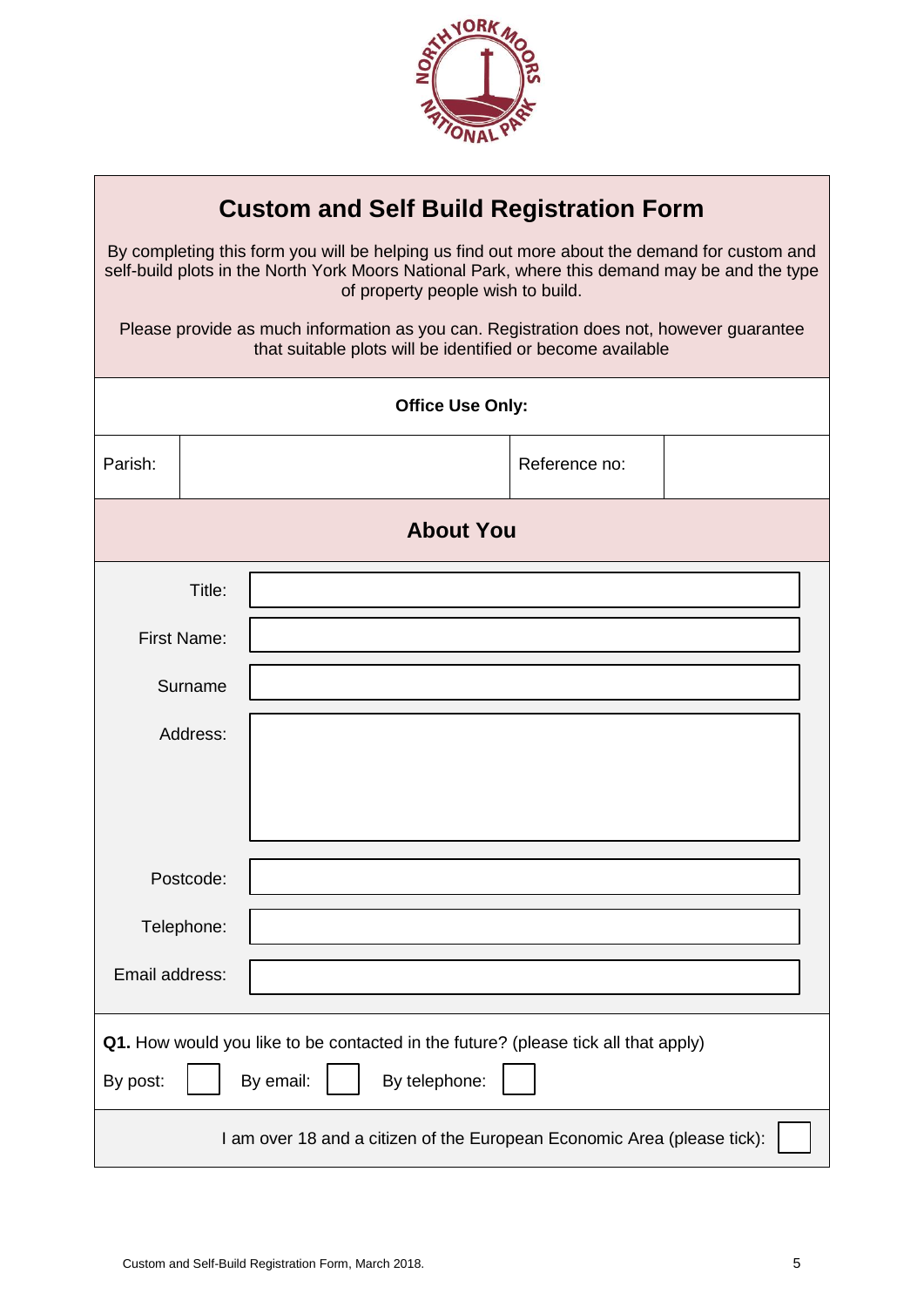# Custom and Self Build Registration Form

By completing this form you will be helping us find out more about the demand for custom and self-build plots in the North York Moors National Park, where this demand may be and the type of property people wish to build.

Please provide as much information as you can. Registration does not, however guarantee that suitable plots will be identified or become available

**Office Use Only:**

| Parish: | | Reference no: | |
|---|---|---|---|

## About You

| | |
|---|---|
| Title: | |
| First Name: | |
| Surname | |
| Address: | |
| Postcode: | |
| Telephone: | |
| Email address: | |

**Q1.** How would you like to be contacted in the future? (please tick all that apply)

By post: ☐ By email: ☐ By telephone: ☐

I am over 18 and a citizen of the European Economic Area (please tick): ☐

Custom and Self-Build Registration Form, March 2018.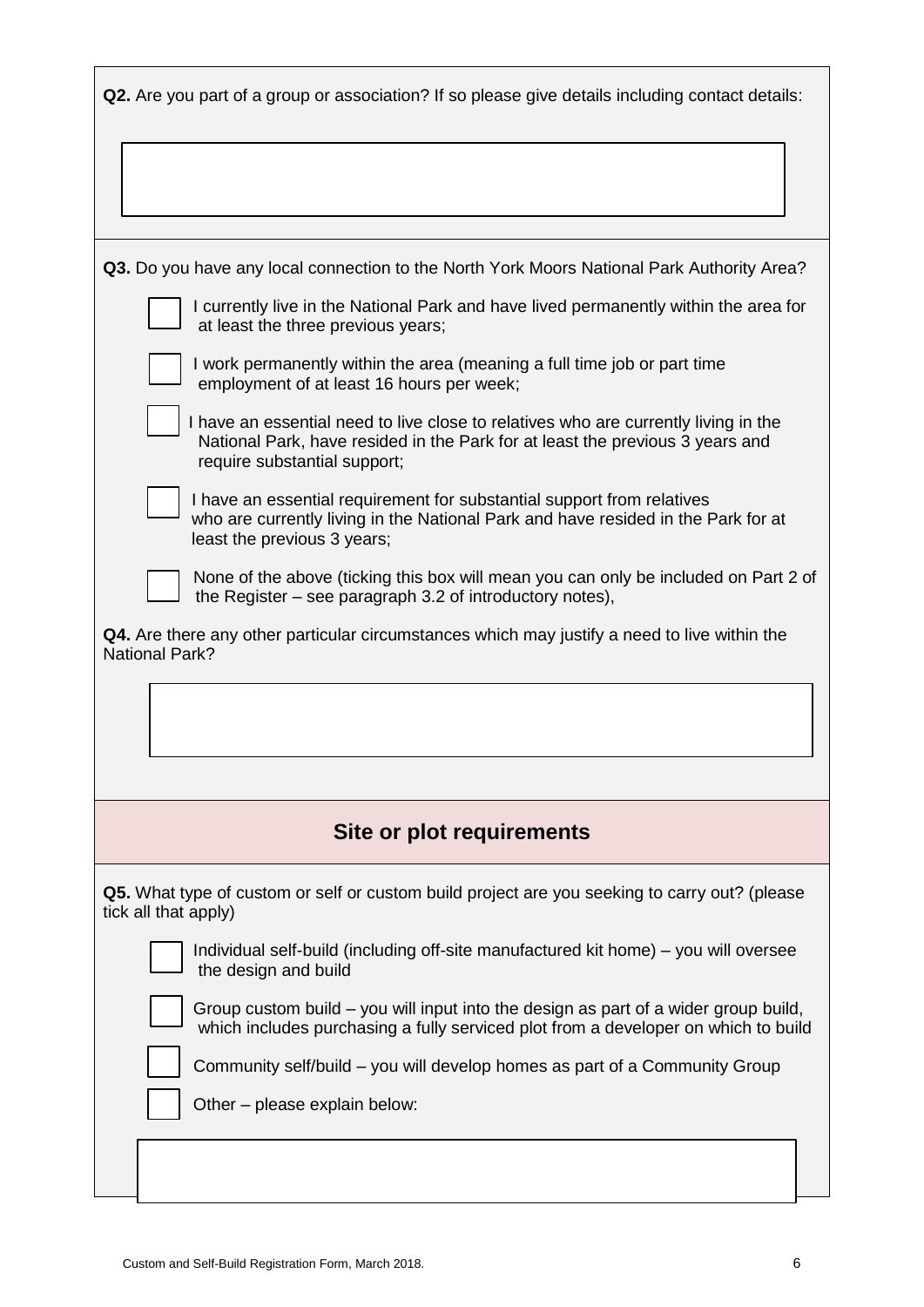**Q2.** Are you part of a group or association? If so please give details including contact details:

**Q3.** Do you have any local connection to the North York Moors National Park Authority Area?

- ☐ I currently live in the National Park and have lived permanently within the area for at least the three previous years;
- ☐ I work permanently within the area (meaning a full time job or part time employment of at least 16 hours per week;
- ☐ I have an essential need to live close to relatives who are currently living in the National Park, have resided in the Park for at least the previous 3 years and require substantial support;
- ☐ I have an essential requirement for substantial support from relatives who are currently living in the National Park and have resided in the Park for at least the previous 3 years;
- ☐ None of the above (ticking this box will mean you can only be included on Part 2 of the Register – see paragraph 3.2 of introductory notes),

**Q4.** Are there any other particular circumstances which may justify a need to live within the National Park?

## Site or plot requirements

**Q5.** What type of custom or self or custom build project are you seeking to carry out? (please tick all that apply)

- ☐ Individual self-build (including off-site manufactured kit home) – you will oversee the design and build
- ☐ Group custom build – you will input into the design as part of a wider group build, which includes purchasing a fully serviced plot from a developer on which to build
- ☐ Community self/build – you will develop homes as part of a Community Group
- ☐ Other – please explain below: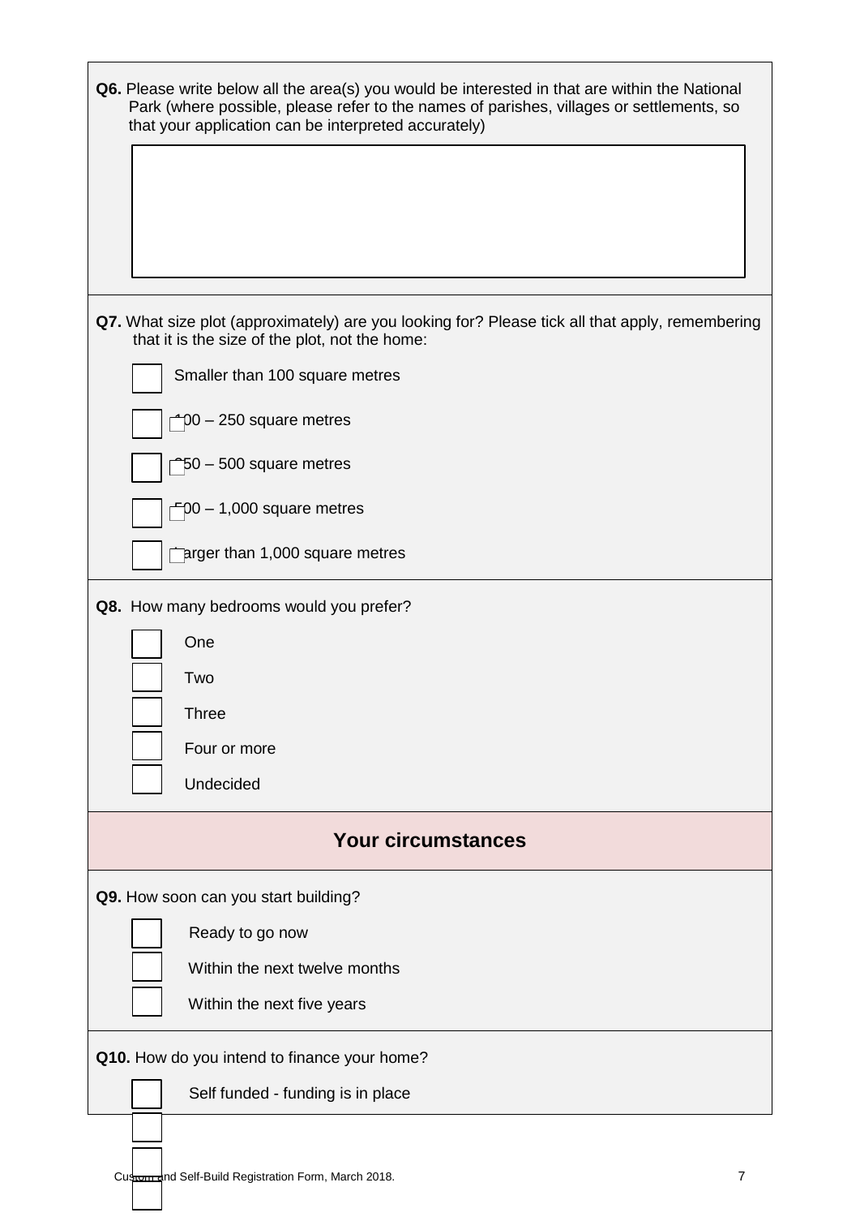**Q6.** Please write below all the area(s) you would be interested in that are within the National Park (where possible, please refer to the names of parishes, villages or settlements, so that your application can be interpreted accurately)

&nbsp;

**Q7.** What size plot (approximately) are you looking for? Please tick all that apply, remembering that it is the size of the plot, not the home:

- ☐ Smaller than 100 square metres
- ☐ 100 – 250 square metres
- ☐ 250 – 500 square metres
- ☐ 500 – 1,000 square metres
- ☐ Larger than 1,000 square metres

**Q8.** How many bedrooms would you prefer?

- ☐ One
- ☐ Two
- ☐ Three
- ☐ Four or more
- ☐ Undecided

## Your circumstances

**Q9.** How soon can you start building?

- ☐ Ready to go now
- ☐ Within the next twelve months
- ☐ Within the next five years

**Q10.** How do you intend to finance your home?

- ☐ Self funded - funding is in place
- ☐
- ☐
- ☐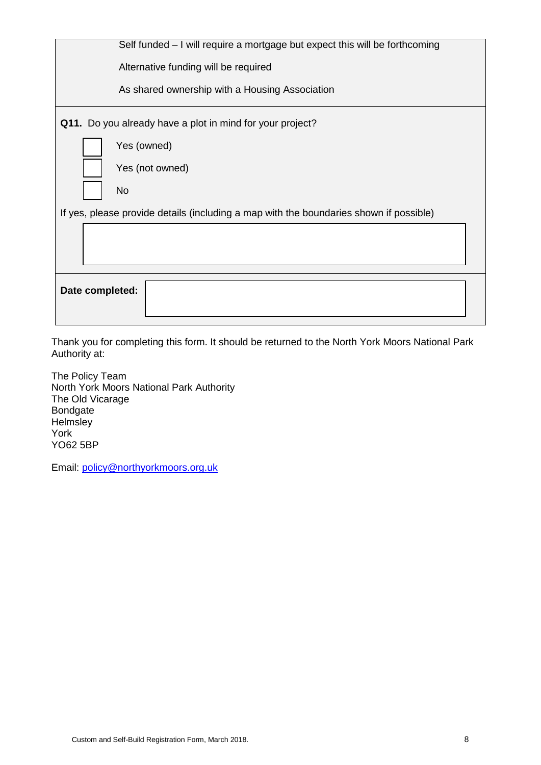Self funded – I will require a mortgage but expect this will be forthcoming

Alternative funding will be required

As shared ownership with a Housing Association

**Q11.** Do you already have a plot in mind for your project?

- ☐ Yes (owned)
- ☐ Yes (not owned)
- ☐ No

If yes, please provide details (including a map with the boundaries shown if possible)

**Date completed:**

Thank you for completing this form. It should be returned to the North York Moors National Park Authority at:

The Policy Team
North York Moors National Park Authority
The Old Vicarage
Bondgate
Helmsley
York
YO62 5BP

Email: policy@northyorkmoors.org.uk

Custom and Self-Build Registration Form, March 2018.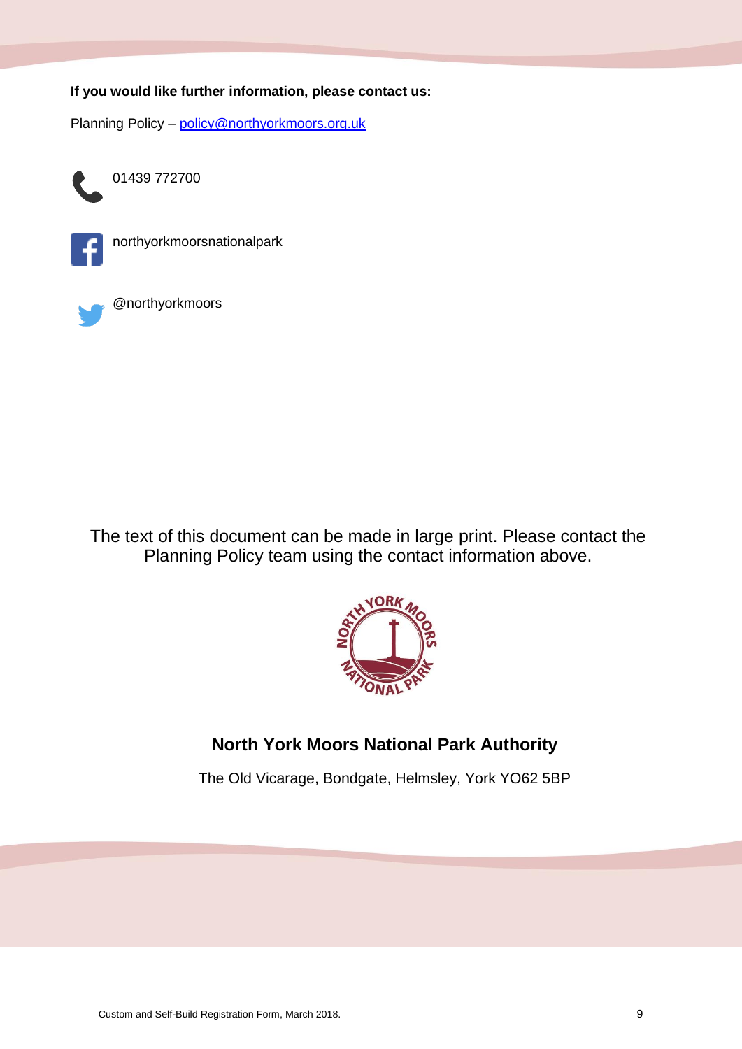**If you would like further information, please contact us:**

Planning Policy – policy@northyorkmoors.org.uk

01439 772700

northyorkmoorsnationalpark

@northyorkmoors

The text of this document can be made in large print. Please contact the Planning Policy team using the contact information above.

**North York Moors National Park Authority**

The Old Vicarage, Bondgate, Helmsley, York YO62 5BP